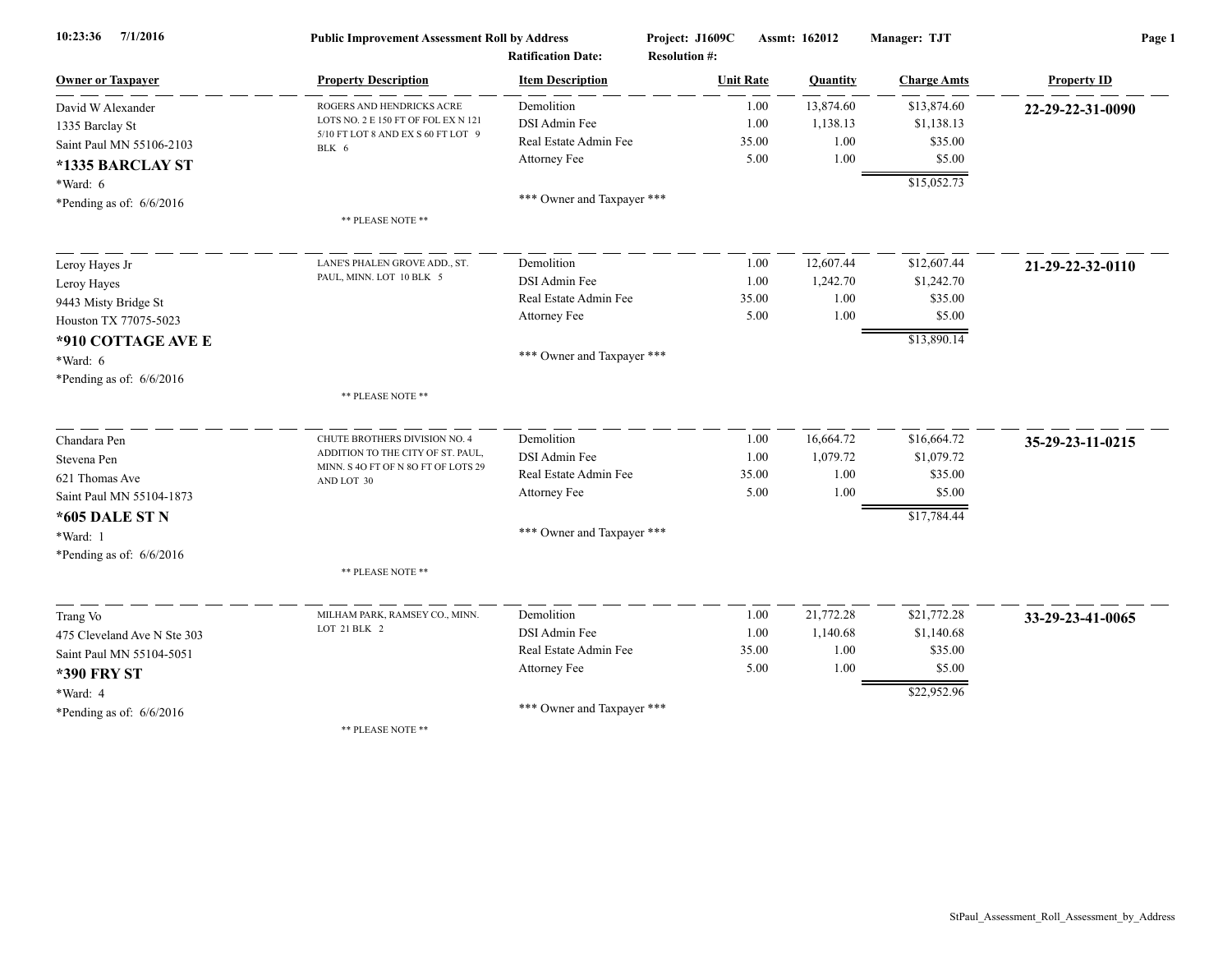10:23:36 7/1/2016

**Public Improvement Assessment Roll by Address**

**Project: J1609C** **Assmt: 162012** **Manager: TJT**

**Ratification Date:** **Resolution #:**

| Owner or Taxpayer | Property Description | Item Description | Unit Rate | Quantity | Charge Amts | Property ID |
|---|---|---|---|---|---|---|
| David W Alexander | ROGERS AND HENDRICKS ACRE LOTS NO. 2 E 150 FT OF FOL EX N 121 5/10 FT LOT 8 AND EX S 60 FT LOT 9 BLK 6 | Demolition | 1.00 | 13,874.60 | $13,874.60 | **22-29-22-31-0090** |
| 1335 Barclay St | | DSI Admin Fee | 1.00 | 1,138.13 | $1,138.13 | |
| Saint Paul MN 55106-2103 | | Real Estate Admin Fee | 35.00 | 1.00 | $35.00 | |
| **\*1335 BARCLAY ST** | | Attorney Fee | 5.00 | 1.00 | $5.00 | |
| \*Ward: 6 | | | | | $15,052.73 | |
| \*Pending as of: 6/6/2016 | | \*\*\* Owner and Taxpayer \*\*\* | | | | |
| | \*\* PLEASE NOTE \*\* | | | | | |
| Leroy Hayes Jr | LANE'S PHALEN GROVE ADD., ST. PAUL, MINN. LOT 10 BLK 5 | Demolition | 1.00 | 12,607.44 | $12,607.44 | **21-29-22-32-0110** |
| Leroy Hayes | | DSI Admin Fee | 1.00 | 1,242.70 | $1,242.70 | |
| 9443 Misty Bridge St | | Real Estate Admin Fee | 35.00 | 1.00 | $35.00 | |
| Houston TX 77075-5023 | | Attorney Fee | 5.00 | 1.00 | $5.00 | |
| **\*910 COTTAGE AVE E** | | | | | $13,890.14 | |
| \*Ward: 6 | | \*\*\* Owner and Taxpayer \*\*\* | | | | |
| \*Pending as of: 6/6/2016 | | | | | | |
| | \*\* PLEASE NOTE \*\* | | | | | |
| Chandara Pen | CHUTE BROTHERS DIVISION NO. 4 ADDITION TO THE CITY OF ST. PAUL, MINN. S 4O FT OF N 8O FT OF LOTS 29 AND LOT 30 | Demolition | 1.00 | 16,664.72 | $16,664.72 | **35-29-23-11-0215** |
| Stevena Pen | | DSI Admin Fee | 1.00 | 1,079.72 | $1,079.72 | |
| 621 Thomas Ave | | Real Estate Admin Fee | 35.00 | 1.00 | $35.00 | |
| Saint Paul MN 55104-1873 | | Attorney Fee | 5.00 | 1.00 | $5.00 | |
| **\*605 DALE ST N** | | | | | $17,784.44 | |
| \*Ward: 1 | | \*\*\* Owner and Taxpayer \*\*\* | | | | |
| \*Pending as of: 6/6/2016 | | | | | | |
| | \*\* PLEASE NOTE \*\* | | | | | |
| Trang Vo | MILHAM PARK, RAMSEY CO., MINN. LOT 21 BLK 2 | Demolition | 1.00 | 21,772.28 | $21,772.28 | **33-29-23-41-0065** |
| 475 Cleveland Ave N Ste 303 | | DSI Admin Fee | 1.00 | 1,140.68 | $1,140.68 | |
| Saint Paul MN 55104-5051 | | Real Estate Admin Fee | 35.00 | 1.00 | $35.00 | |
| **\*390 FRY ST** | | Attorney Fee | 5.00 | 1.00 | $5.00 | |
| \*Ward: 4 | | | | | $22,952.96 | |
| \*Pending as of: 6/6/2016 | | \*\*\* Owner and Taxpayer \*\*\* | | | | |
| | \*\* PLEASE NOTE \*\* | | | | | |

StPaul_Assessment_Roll_Assessment_by_Address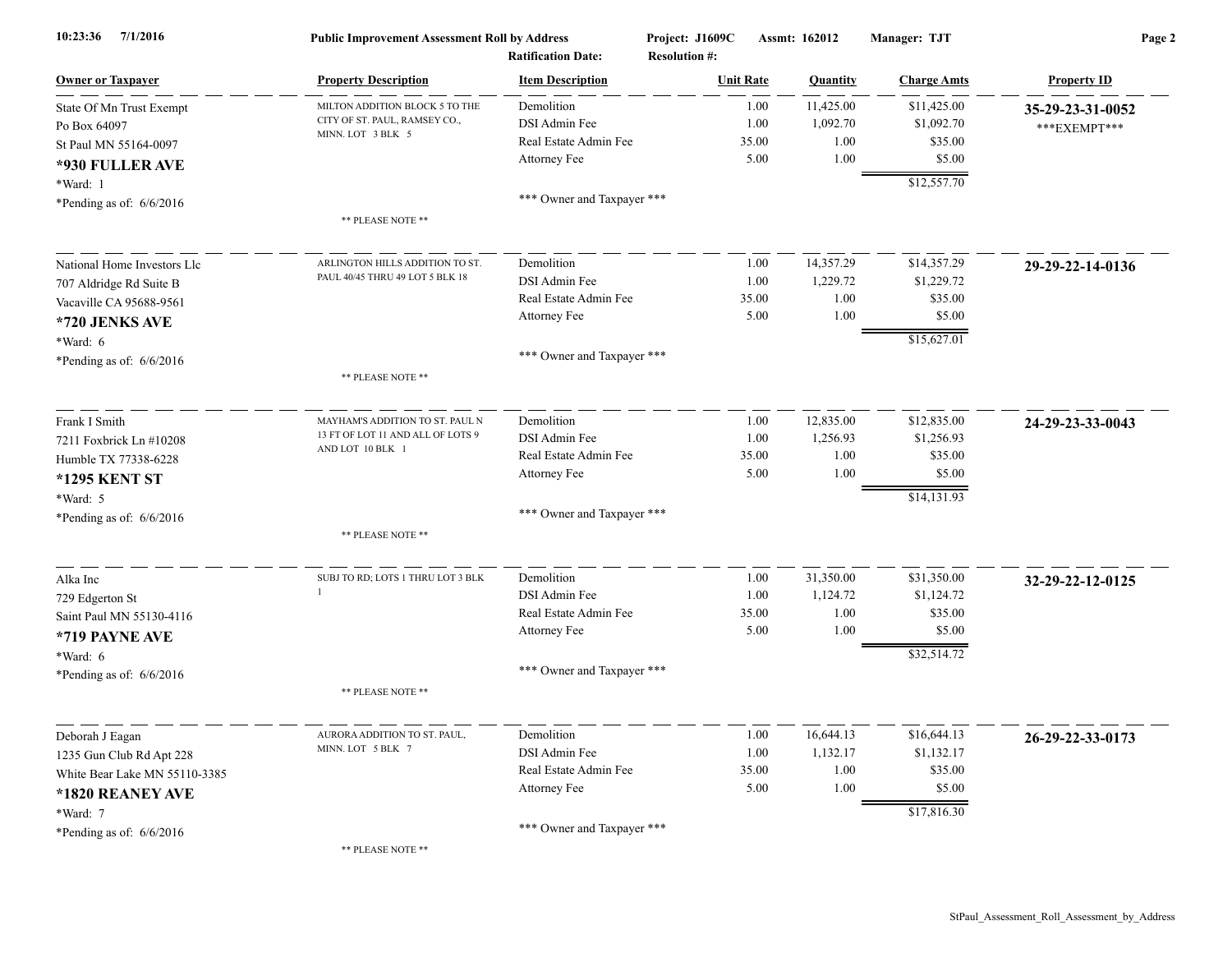10:23:36 7/1/2016

**Public Improvement Assessment Roll by Address** Project: J1609C Assmt: 162012 Manager: TJT

Ratification Date: Resolution #:

| Owner or Taxpayer | Property Description | Item Description | Unit Rate | Quantity | Charge Amts | Property ID |
|---|---|---|---|---|---|---|
| State Of Mn Trust Exempt<br>Po Box 64097<br>St Paul MN 55164-0097<br>**\*930 FULLER AVE**<br>\*Ward: 1<br>\*Pending as of: 6/6/2016 | MILTON ADDITION BLOCK 5 TO THE CITY OF ST. PAUL, RAMSEY CO., MINN. LOT 3 BLK 5<br>** PLEASE NOTE ** | Demolition<br>DSI Admin Fee<br>Real Estate Admin Fee<br>Attorney Fee<br>*** Owner and Taxpayer *** | 1.00<br>1.00<br>35.00<br>5.00 | 11,425.00<br>1,092.70<br>1.00<br>1.00 | $11,425.00<br>$1,092.70<br>$35.00<br>$5.00<br>$12,557.70 | **35-29-23-31-0052**<br>\*\*\*EXEMPT\*\*\* |
| National Home Investors Llc<br>707 Aldridge Rd Suite B<br>Vacaville CA 95688-9561<br>**\*720 JENKS AVE**<br>\*Ward: 6<br>\*Pending as of: 6/6/2016 | ARLINGTON HILLS ADDITION TO ST. PAUL 40/45 THRU 49 LOT 5 BLK 18<br>** PLEASE NOTE ** | Demolition<br>DSI Admin Fee<br>Real Estate Admin Fee<br>Attorney Fee<br>*** Owner and Taxpayer *** | 1.00<br>1.00<br>35.00<br>5.00 | 14,357.29<br>1,229.72<br>1.00<br>1.00 | $14,357.29<br>$1,229.72<br>$35.00<br>$5.00<br>$15,627.01 | **29-29-22-14-0136** |
| Frank I Smith<br>7211 Foxbrick Ln #10208<br>Humble TX 77338-6228<br>**\*1295 KENT ST**<br>\*Ward: 5<br>\*Pending as of: 6/6/2016 | MAYHAM'S ADDITION TO ST. PAUL N 13 FT OF LOT 11 AND ALL OF LOTS 9 AND LOT 10 BLK 1<br>** PLEASE NOTE ** | Demolition<br>DSI Admin Fee<br>Real Estate Admin Fee<br>Attorney Fee<br>*** Owner and Taxpayer *** | 1.00<br>1.00<br>35.00<br>5.00 | 12,835.00<br>1,256.93<br>1.00<br>1.00 | $12,835.00<br>$1,256.93<br>$35.00<br>$5.00<br>$14,131.93 | **24-29-23-33-0043** |
| Alka Inc<br>729 Edgerton St<br>Saint Paul MN 55130-4116<br>**\*719 PAYNE AVE**<br>\*Ward: 6<br>\*Pending as of: 6/6/2016 | SUBJ TO RD; LOTS 1 THRU LOT 3 BLK 1<br>** PLEASE NOTE ** | Demolition<br>DSI Admin Fee<br>Real Estate Admin Fee<br>Attorney Fee<br>*** Owner and Taxpayer *** | 1.00<br>1.00<br>35.00<br>5.00 | 31,350.00<br>1,124.72<br>1.00<br>1.00 | $31,350.00<br>$1,124.72<br>$35.00<br>$5.00<br>$32,514.72 | **32-29-22-12-0125** |
| Deborah J Eagan<br>1235 Gun Club Rd Apt 228<br>White Bear Lake MN 55110-3385<br>**\*1820 REANEY AVE**<br>\*Ward: 7<br>\*Pending as of: 6/6/2016 | AURORA ADDITION TO ST. PAUL, MINN. LOT 5 BLK 7<br>** PLEASE NOTE ** | Demolition<br>DSI Admin Fee<br>Real Estate Admin Fee<br>Attorney Fee<br>*** Owner and Taxpayer *** | 1.00<br>1.00<br>35.00<br>5.00 | 16,644.13<br>1,132.17<br>1.00<br>1.00 | $16,644.13<br>$1,132.17<br>$35.00<br>$5.00<br>$17,816.30 | **26-29-22-33-0173** |

StPaul_Assessment_Roll_Assessment_by_Address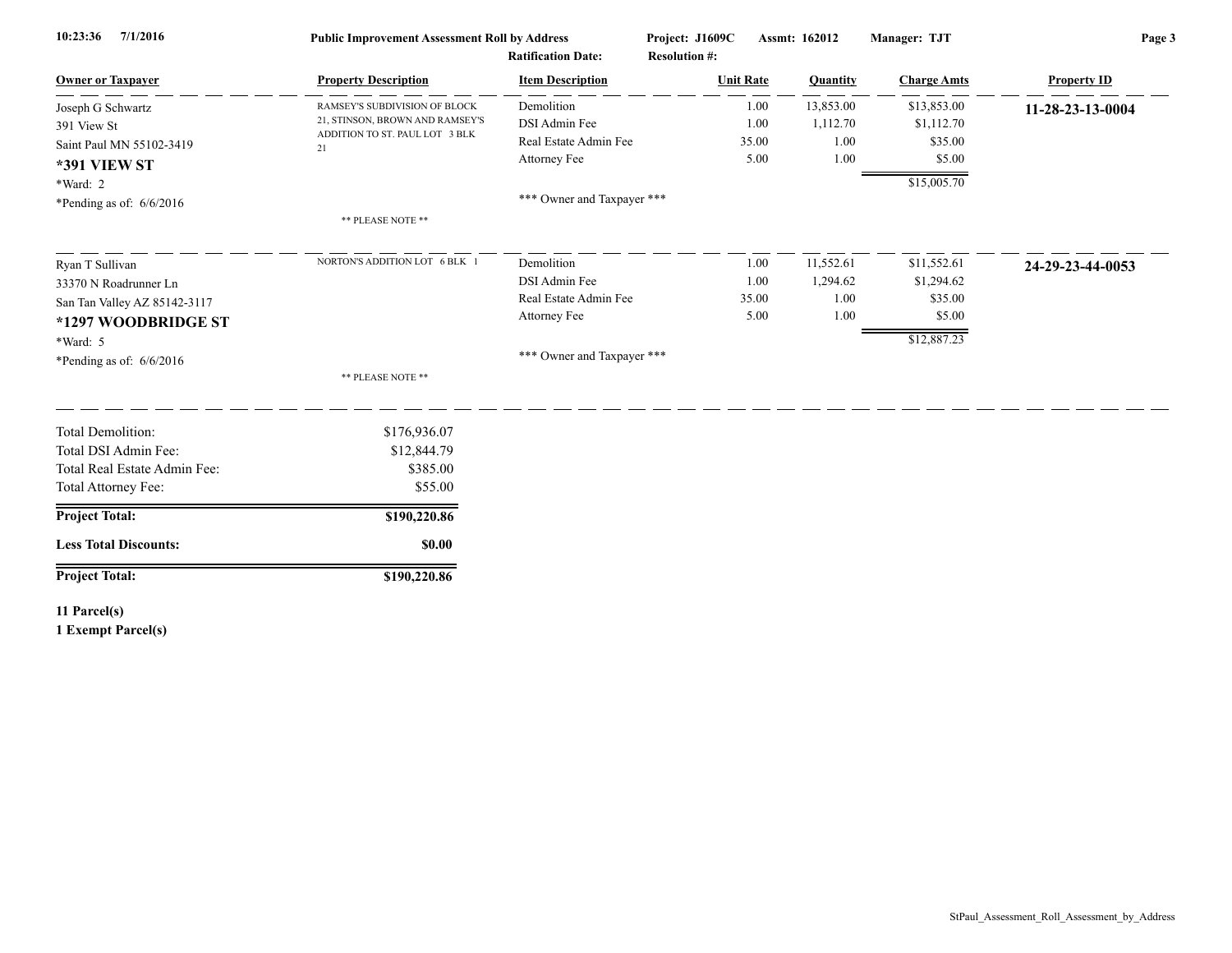10:23:36 7/1/2016 **Public Improvement Assessment Roll by Address** **Project: J1609C** **Assmt: 162012** **Manager: TJT**

**Ratification Date:** **Resolution #:**

| Owner or Taxpayer | Property Description | Item Description | Unit Rate | Quantity | Charge Amts | Property ID |
|---|---|---|---|---|---|---|
| Joseph G Schwartz<br>391 View St<br>Saint Paul MN 55102-3419<br>**\*391 VIEW ST**<br>\*Ward: 2<br>\*Pending as of: 6/6/2016 | RAMSEY'S SUBDIVISION OF BLOCK 21, STINSON, BROWN AND RAMSEY'S ADDITION TO ST. PAUL LOT 3 BLK 21<br><br>** PLEASE NOTE ** | Demolition<br>DSI Admin Fee<br>Real Estate Admin Fee<br>Attorney Fee<br><br>*** Owner and Taxpayer *** | 1.00<br>1.00<br>35.00<br>5.00 | 13,853.00<br>1,112.70<br>1.00<br>1.00 | $13,853.00<br>$1,112.70<br>$35.00<br>$5.00<br>$15,005.70 | **11-28-23-13-0004** |
| Ryan T Sullivan<br>33370 N Roadrunner Ln<br>San Tan Valley AZ 85142-3117<br>**\*1297 WOODBRIDGE ST**<br>\*Ward: 5<br>\*Pending as of: 6/6/2016 | NORTON'S ADDITION LOT 6 BLK 1<br><br>** PLEASE NOTE ** | Demolition<br>DSI Admin Fee<br>Real Estate Admin Fee<br>Attorney Fee<br><br>*** Owner and Taxpayer *** | 1.00<br>1.00<br>35.00<br>5.00 | 11,552.61<br>1,294.62<br>1.00<br>1.00 | $11,552.61<br>$1,294.62<br>$35.00<br>$5.00<br>$12,887.23 | **24-29-23-44-0053** |

| | |
|---|---|
| Total Demolition: | $176,936.07 |
| Total DSI Admin Fee: | $12,844.79 |
| Total Real Estate Admin Fee: | $385.00 |
| Total Attorney Fee: | $55.00 |
| **Project Total:** | **$190,220.86** |
| **Less Total Discounts:** | **$0.00** |
| **Project Total:** | **$190,220.86** |

**11 Parcel(s)**

**1 Exempt Parcel(s)**